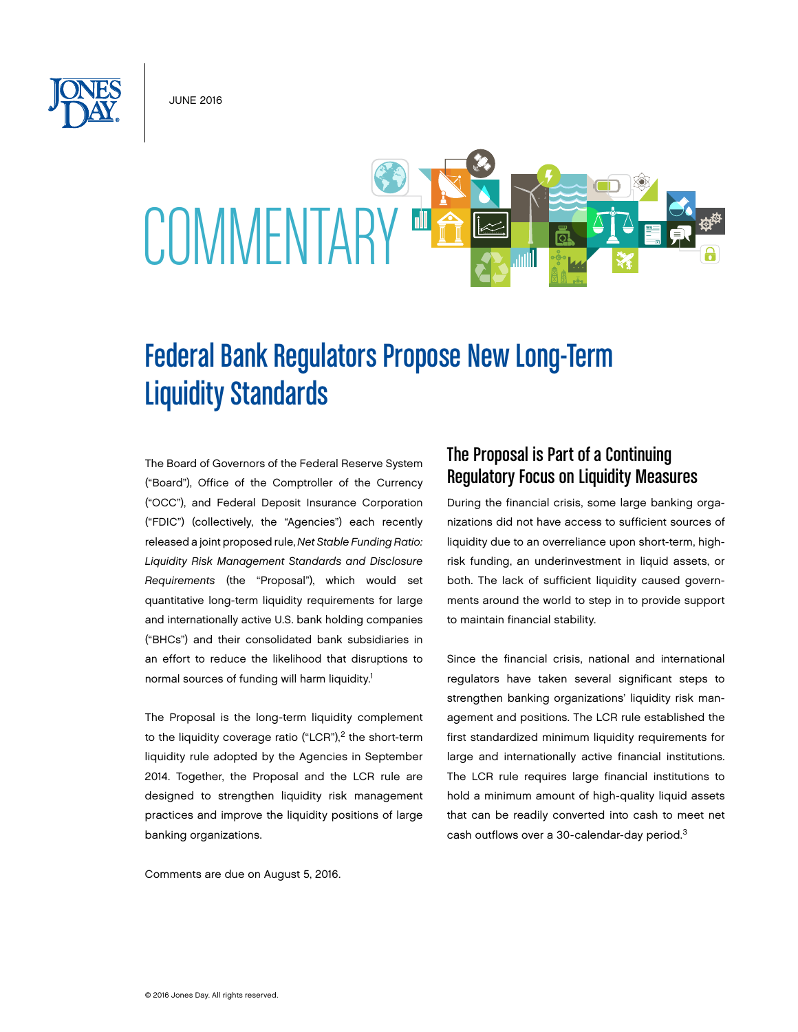JUNE 2016

# COMMENTARY

# Federal Bank Regulators Propose New Long-Term Liquidity Standards

The Board of Governors of the Federal Reserve System ("Board"), Office of the Comptroller of the Currency ("OCC"), and Federal Deposit Insurance Corporation ("FDIC") (collectively, the "Agencies") each recently released a joint proposed rule, *Net Stable Funding Ratio: Liquidity Risk Management Standards and Disclosure Requirements* (the "Proposal"), which would set quantitative long-term liquidity requirements for large and internationally active U.S. bank holding companies ("BHCs") and their consolidated bank subsidiaries in an effort to reduce the likelihood that disruptions to normal sources of funding will harm liquidity.[1]

The Proposal is the long-term liquidity complement to the liquidity coverage ratio ("LCR"),[2] the short-term liquidity rule adopted by the Agencies in September 2014. Together, the Proposal and the LCR rule are designed to strengthen liquidity risk management practices and improve the liquidity positions of large banking organizations.

Comments are due on August 5, 2016.

## The Proposal is Part of a Continuing Regulatory Focus on Liquidity Measures

During the financial crisis, some large banking organizations did not have access to sufficient sources of liquidity due to an overreliance upon short-term, high-risk funding, an underinvestment in liquid assets, or both. The lack of sufficient liquidity caused governments around the world to step in to provide support to maintain financial stability.

Since the financial crisis, national and international regulators have taken several significant steps to strengthen banking organizations' liquidity risk management and positions. The LCR rule established the first standardized minimum liquidity requirements for large and internationally active financial institutions. The LCR rule requires large financial institutions to hold a minimum amount of high-quality liquid assets that can be readily converted into cash to meet net cash outflows over a 30-calendar-day period.[3]

© 2016 Jones Day. All rights reserved.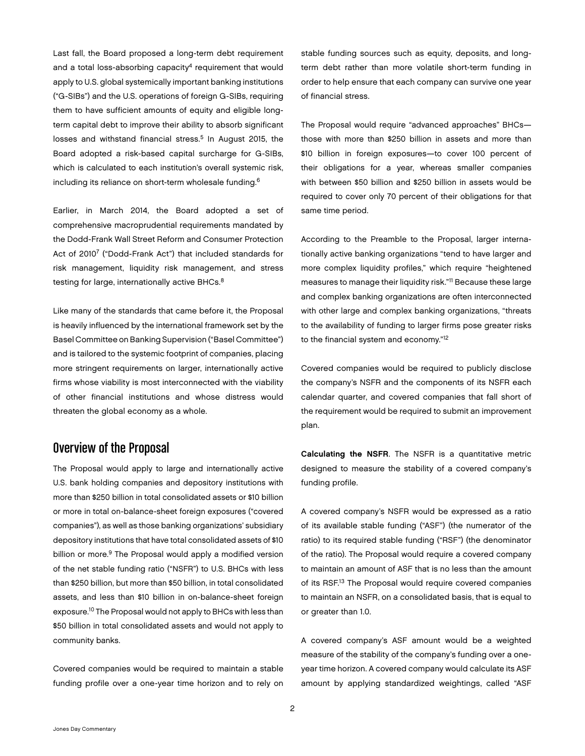Last fall, the Board proposed a long-term debt requirement and a total loss-absorbing capacity[4] requirement that would apply to U.S. global systemically important banking institutions ("G-SIBs") and the U.S. operations of foreign G-SIBs, requiring them to have sufficient amounts of equity and eligible long-term capital debt to improve their ability to absorb significant losses and withstand financial stress.[5] In August 2015, the Board adopted a risk-based capital surcharge for G-SIBs, which is calculated to each institution's overall systemic risk, including its reliance on short-term wholesale funding.[6]

Earlier, in March 2014, the Board adopted a set of comprehensive macroprudential requirements mandated by the Dodd-Frank Wall Street Reform and Consumer Protection Act of 2010[7] ("Dodd-Frank Act") that included standards for risk management, liquidity risk management, and stress testing for large, internationally active BHCs.[8]

Like many of the standards that came before it, the Proposal is heavily influenced by the international framework set by the Basel Committee on Banking Supervision ("Basel Committee") and is tailored to the systemic footprint of companies, placing more stringent requirements on larger, internationally active firms whose viability is most interconnected with the viability of other financial institutions and whose distress would threaten the global economy as a whole.

## Overview of the Proposal

The Proposal would apply to large and internationally active U.S. bank holding companies and depository institutions with more than $250 billion in total consolidated assets or $10 billion or more in total on-balance-sheet foreign exposures ("covered companies"), as well as those banking organizations' subsidiary depository institutions that have total consolidated assets of $10 billion or more.[9] The Proposal would apply a modified version of the net stable funding ratio ("NSFR") to U.S. BHCs with less than $250 billion, but more than $50 billion, in total consolidated assets, and less than $10 billion in on-balance-sheet foreign exposure.[10] The Proposal would not apply to BHCs with less than $50 billion in total consolidated assets and would not apply to community banks.

Covered companies would be required to maintain a stable funding profile over a one-year time horizon and to rely on stable funding sources such as equity, deposits, and long-term debt rather than more volatile short-term funding in order to help ensure that each company can survive one year of financial stress.

The Proposal would require "advanced approaches" BHCs—those with more than $250 billion in assets and more than $10 billion in foreign exposures—to cover 100 percent of their obligations for a year, whereas smaller companies with between $50 billion and $250 billion in assets would be required to cover only 70 percent of their obligations for that same time period.

According to the Preamble to the Proposal, larger internationally active banking organizations "tend to have larger and more complex liquidity profiles," which require "heightened measures to manage their liquidity risk."[11] Because these large and complex banking organizations are often interconnected with other large and complex banking organizations, "threats to the availability of funding to larger firms pose greater risks to the financial system and economy."[12]

Covered companies would be required to publicly disclose the company's NSFR and the components of its NSFR each calendar quarter, and covered companies that fall short of the requirement would be required to submit an improvement plan.

**Calculating the NSFR**. The NSFR is a quantitative metric designed to measure the stability of a covered company's funding profile.

A covered company's NSFR would be expressed as a ratio of its available stable funding ("ASF") (the numerator of the ratio) to its required stable funding ("RSF") (the denominator of the ratio). The Proposal would require a covered company to maintain an amount of ASF that is no less than the amount of its RSF.[13] The Proposal would require covered companies to maintain an NSFR, on a consolidated basis, that is equal to or greater than 1.0.

A covered company's ASF amount would be a weighted measure of the stability of the company's funding over a one-year time horizon. A covered company would calculate its ASF amount by applying standardized weightings, called "ASF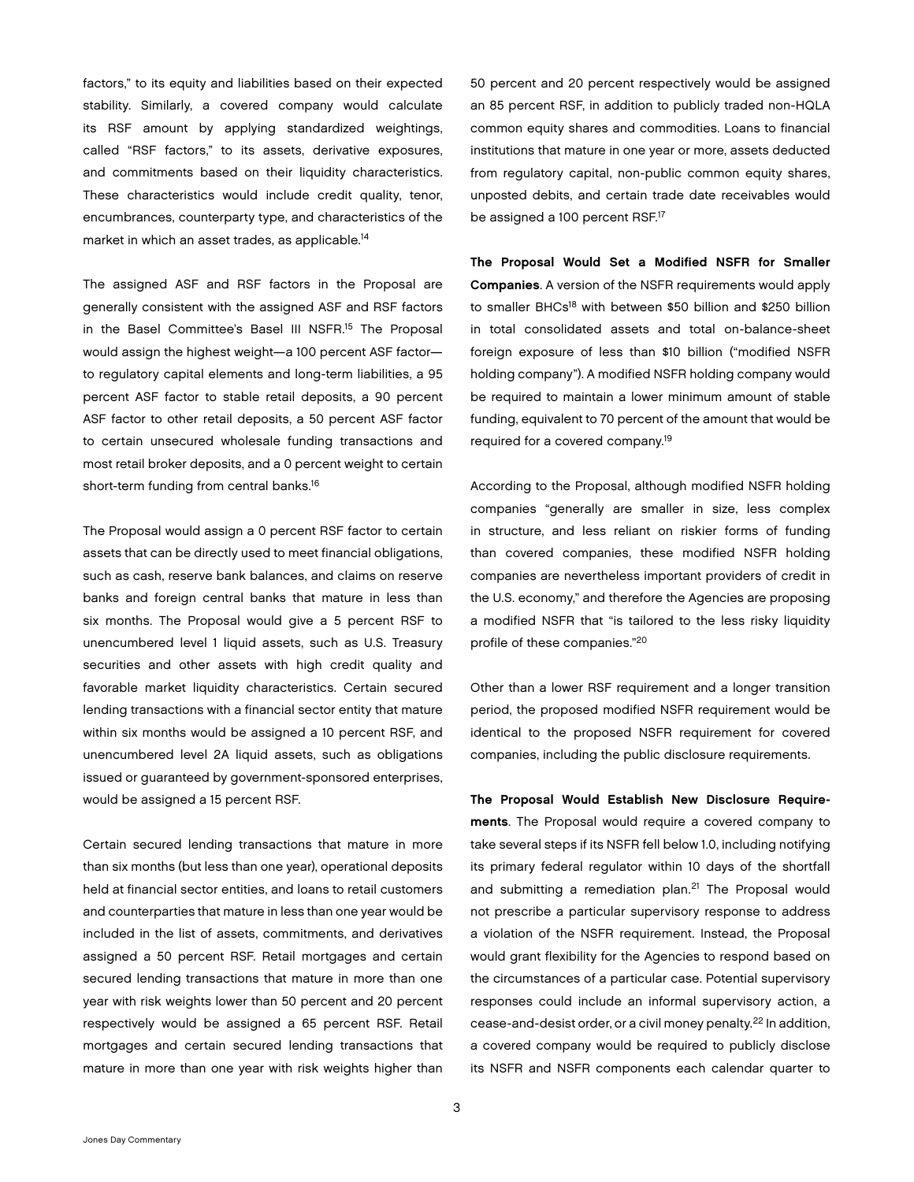factors," to its equity and liabilities based on their expected stability. Similarly, a covered company would calculate its RSF amount by applying standardized weightings, called "RSF factors," to its assets, derivative exposures, and commitments based on their liquidity characteristics. These characteristics would include credit quality, tenor, encumbrances, counterparty type, and characteristics of the market in which an asset trades, as applicable.[14]

The assigned ASF and RSF factors in the Proposal are generally consistent with the assigned ASF and RSF factors in the Basel Committee's Basel III NSFR.[15] The Proposal would assign the highest weight—a 100 percent ASF factor—to regulatory capital elements and long-term liabilities, a 95 percent ASF factor to stable retail deposits, a 90 percent ASF factor to other retail deposits, a 50 percent ASF factor to certain unsecured wholesale funding transactions and most retail broker deposits, and a 0 percent weight to certain short-term funding from central banks.[16]

The Proposal would assign a 0 percent RSF factor to certain assets that can be directly used to meet financial obligations, such as cash, reserve bank balances, and claims on reserve banks and foreign central banks that mature in less than six months. The Proposal would give a 5 percent RSF to unencumbered level 1 liquid assets, such as U.S. Treasury securities and other assets with high credit quality and favorable market liquidity characteristics. Certain secured lending transactions with a financial sector entity that mature within six months would be assigned a 10 percent RSF, and unencumbered level 2A liquid assets, such as obligations issued or guaranteed by government-sponsored enterprises, would be assigned a 15 percent RSF.

Certain secured lending transactions that mature in more than six months (but less than one year), operational deposits held at financial sector entities, and loans to retail customers and counterparties that mature in less than one year would be included in the list of assets, commitments, and derivatives assigned a 50 percent RSF. Retail mortgages and certain secured lending transactions that mature in more than one year with risk weights lower than 50 percent and 20 percent respectively would be assigned a 65 percent RSF. Retail mortgages and certain secured lending transactions that mature in more than one year with risk weights higher than 50 percent and 20 percent respectively would be assigned an 85 percent RSF, in addition to publicly traded non-HQLA common equity shares and commodities. Loans to financial institutions that mature in one year or more, assets deducted from regulatory capital, non-public common equity shares, unposted debits, and certain trade date receivables would be assigned a 100 percent RSF.[17]

**The Proposal Would Set a Modified NSFR for Smaller Companies**. A version of the NSFR requirements would apply to smaller BHCs[18] with between $50 billion and $250 billion in total consolidated assets and total on-balance-sheet foreign exposure of less than $10 billion ("modified NSFR holding company"). A modified NSFR holding company would be required to maintain a lower minimum amount of stable funding, equivalent to 70 percent of the amount that would be required for a covered company.[19]

According to the Proposal, although modified NSFR holding companies "generally are smaller in size, less complex in structure, and less reliant on riskier forms of funding than covered companies, these modified NSFR holding companies are nevertheless important providers of credit in the U.S. economy," and therefore the Agencies are proposing a modified NSFR that "is tailored to the less risky liquidity profile of these companies."[20]

Other than a lower RSF requirement and a longer transition period, the proposed modified NSFR requirement would be identical to the proposed NSFR requirement for covered companies, including the public disclosure requirements.

**The Proposal Would Establish New Disclosure Requirements**. The Proposal would require a covered company to take several steps if its NSFR fell below 1.0, including notifying its primary federal regulator within 10 days of the shortfall and submitting a remediation plan.[21] The Proposal would not prescribe a particular supervisory response to address a violation of the NSFR requirement. Instead, the Proposal would grant flexibility for the Agencies to respond based on the circumstances of a particular case. Potential supervisory responses could include an informal supervisory action, a cease-and-desist order, or a civil money penalty.[22] In addition, a covered company would be required to publicly disclose its NSFR and NSFR components each calendar quarter to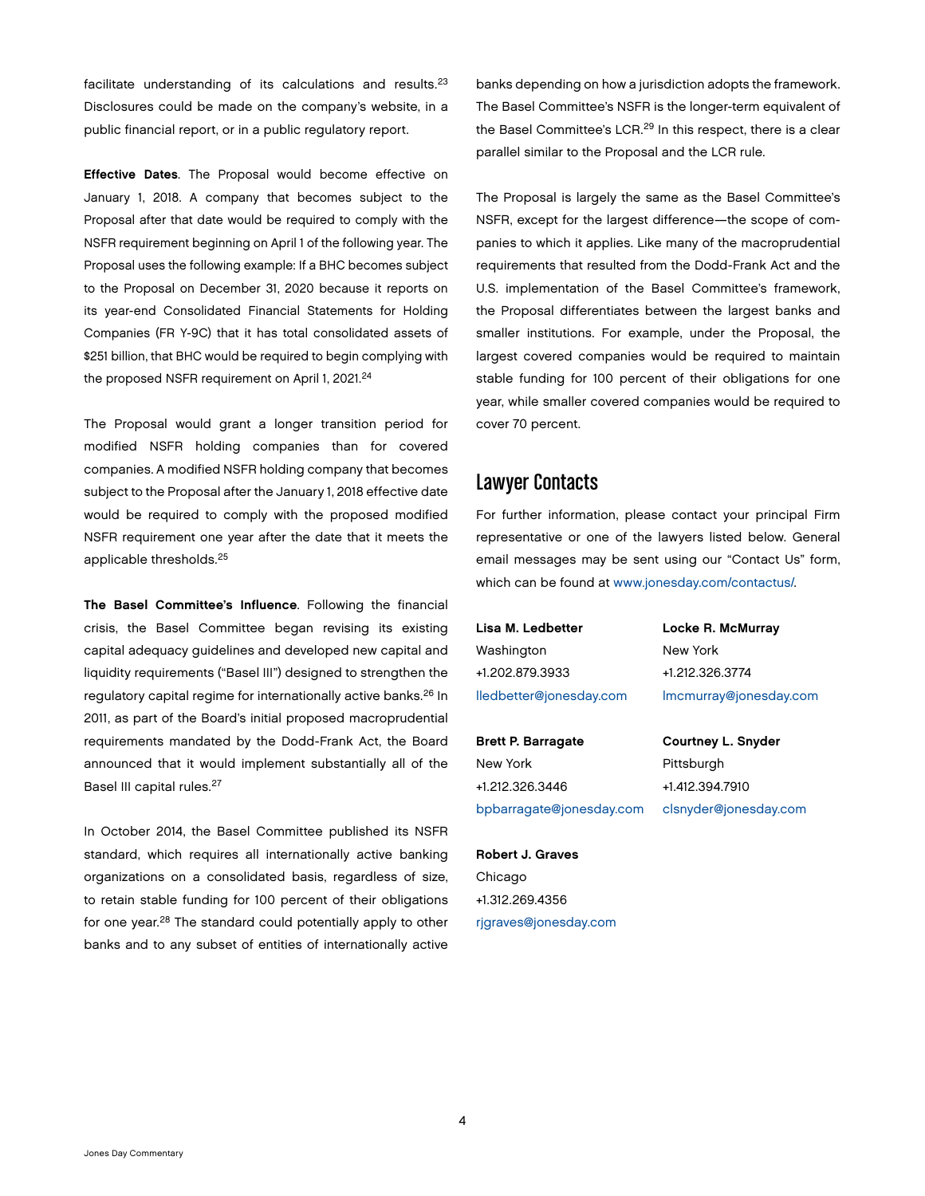facilitate understanding of its calculations and results.[23] Disclosures could be made on the company's website, in a public financial report, or in a public regulatory report.

**Effective Dates**. The Proposal would become effective on January 1, 2018. A company that becomes subject to the Proposal after that date would be required to comply with the NSFR requirement beginning on April 1 of the following year. The Proposal uses the following example: If a BHC becomes subject to the Proposal on December 31, 2020 because it reports on its year-end Consolidated Financial Statements for Holding Companies (FR Y-9C) that it has total consolidated assets of $251 billion, that BHC would be required to begin complying with the proposed NSFR requirement on April 1, 2021.[24]

The Proposal would grant a longer transition period for modified NSFR holding companies than for covered companies. A modified NSFR holding company that becomes subject to the Proposal after the January 1, 2018 effective date would be required to comply with the proposed modified NSFR requirement one year after the date that it meets the applicable thresholds.[25]

**The Basel Committee's Influence**. Following the financial crisis, the Basel Committee began revising its existing capital adequacy guidelines and developed new capital and liquidity requirements ("Basel III") designed to strengthen the regulatory capital regime for internationally active banks.[26] In 2011, as part of the Board's initial proposed macroprudential requirements mandated by the Dodd-Frank Act, the Board announced that it would implement substantially all of the Basel III capital rules.[27]

In October 2014, the Basel Committee published its NSFR standard, which requires all internationally active banking organizations on a consolidated basis, regardless of size, to retain stable funding for 100 percent of their obligations for one year.[28] The standard could potentially apply to other banks and to any subset of entities of internationally active banks depending on how a jurisdiction adopts the framework. The Basel Committee's NSFR is the longer-term equivalent of the Basel Committee's LCR.[29] In this respect, there is a clear parallel similar to the Proposal and the LCR rule.

The Proposal is largely the same as the Basel Committee's NSFR, except for the largest difference—the scope of companies to which it applies. Like many of the macroprudential requirements that resulted from the Dodd-Frank Act and the U.S. implementation of the Basel Committee's framework, the Proposal differentiates between the largest banks and smaller institutions. For example, under the Proposal, the largest covered companies would be required to maintain stable funding for 100 percent of their obligations for one year, while smaller covered companies would be required to cover 70 percent.

## Lawyer Contacts

For further information, please contact your principal Firm representative or one of the lawyers listed below. General email messages may be sent using our "Contact Us" form, which can be found at www.jonesday.com/contactus/.

**Lisa M. Ledbetter**
Washington
+1.202.879.3933
lledbetter@jonesday.com

**Locke R. McMurray**
New York
+1.212.326.3774
lmcmurray@jonesday.com

**Brett P. Barragate**
New York
+1.212.326.3446
bpbarragate@jonesday.com

**Courtney L. Snyder**
Pittsburgh
+1.412.394.7910
clsnyder@jonesday.com

**Robert J. Graves**
Chicago
+1.312.269.4356
rjgraves@jonesday.com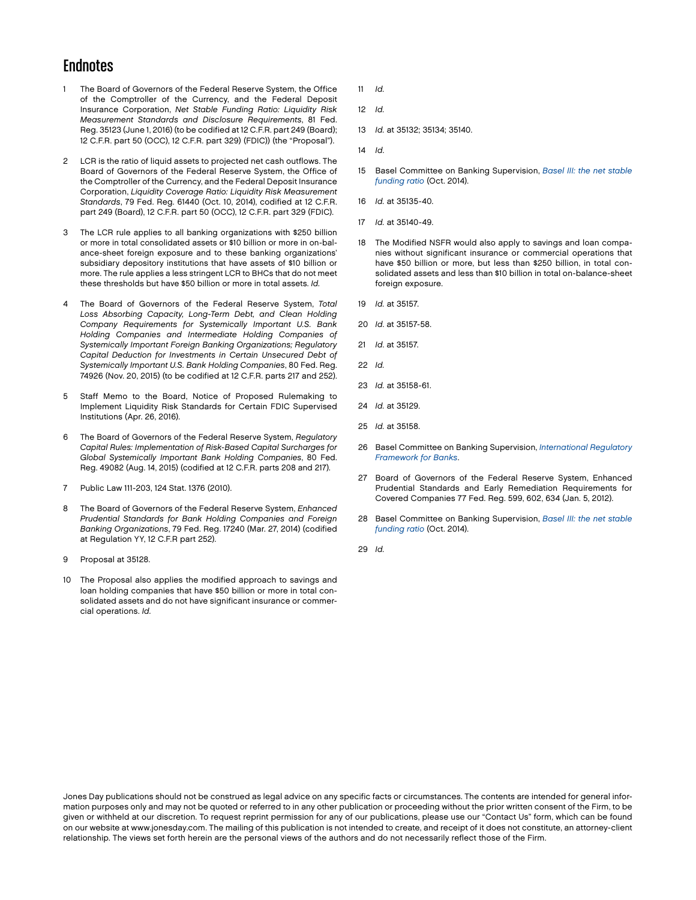# Endnotes

1. The Board of Governors of the Federal Reserve System, the Office of the Comptroller of the Currency, and the Federal Deposit Insurance Corporation, *Net Stable Funding Ratio: Liquidity Risk Measurement Standards and Disclosure Requirements*, 81 Fed. Reg. 35123 (June 1, 2016) (to be codified at 12 C.F.R. part 249 (Board); 12 C.F.R. part 50 (OCC), 12 C.F.R. part 329) (FDIC)) (the "Proposal").

2. LCR is the ratio of liquid assets to projected net cash outflows. The Board of Governors of the Federal Reserve System, the Office of the Comptroller of the Currency, and the Federal Deposit Insurance Corporation, *Liquidity Coverage Ratio: Liquidity Risk Measurement Standards*, 79 Fed. Reg. 61440 (Oct. 10, 2014), codified at 12 C.F.R. part 249 (Board), 12 C.F.R. part 50 (OCC), 12 C.F.R. part 329 (FDIC).

3. The LCR rule applies to all banking organizations with $250 billion or more in total consolidated assets or $10 billion or more in on-balance-sheet foreign exposure and to these banking organizations' subsidiary depository institutions that have assets of $10 billion or more. The rule applies a less stringent LCR to BHCs that do not meet these thresholds but have $50 billion or more in total assets. *Id.*

4. The Board of Governors of the Federal Reserve System, *Total Loss Absorbing Capacity, Long-Term Debt, and Clean Holding Company Requirements for Systemically Important U.S. Bank Holding Companies and Intermediate Holding Companies of Systemically Important Foreign Banking Organizations; Regulatory Capital Deduction for Investments in Certain Unsecured Debt of Systemically Important U.S. Bank Holding Companies*, 80 Fed. Reg. 74926 (Nov. 20, 2015) (to be codified at 12 C.F.R. parts 217 and 252).

5. Staff Memo to the Board, Notice of Proposed Rulemaking to Implement Liquidity Risk Standards for Certain FDIC Supervised Institutions (Apr. 26, 2016).

6. The Board of Governors of the Federal Reserve System, *Regulatory Capital Rules: Implementation of Risk-Based Capital Surcharges for Global Systemically Important Bank Holding Companies*, 80 Fed. Reg. 49082 (Aug. 14, 2015) (codified at 12 C.F.R. parts 208 and 217).

7. Public Law 111-203, 124 Stat. 1376 (2010).

8. The Board of Governors of the Federal Reserve System, *Enhanced Prudential Standards for Bank Holding Companies and Foreign Banking Organizations*, 79 Fed. Reg. 17240 (Mar. 27, 2014) (codified at Regulation YY, 12 C.F.R part 252).

9. Proposal at 35128.

10. The Proposal also applies the modified approach to savings and loan holding companies that have $50 billion or more in total consolidated assets and do not have significant insurance or commercial operations. *Id.*

11. *Id.*

12. *Id.*

13. *Id.* at 35132; 35134; 35140.

14. *Id.*

15. Basel Committee on Banking Supervision, *Basel III: the net stable funding ratio* (Oct. 2014).

16. *Id.* at 35135-40.

17. *Id.* at 35140-49.

18. The Modified NSFR would also apply to savings and loan companies without significant insurance or commercial operations that have $50 billion or more, but less than $250 billion, in total consolidated assets and less than $10 billion in total on-balance-sheet foreign exposure.

19. *Id.* at 35157.

20. *Id.* at 35157-58.

21. *Id.* at 35157.

22. *Id.*

23. *Id.* at 35158-61.

24. *Id.* at 35129.

25. *Id.* at 35158.

26. Basel Committee on Banking Supervision, *International Regulatory Framework for Banks*.

27. Board of Governors of the Federal Reserve System, Enhanced Prudential Standards and Early Remediation Requirements for Covered Companies 77 Fed. Reg. 599, 602, 634 (Jan. 5, 2012).

28. Basel Committee on Banking Supervision, *Basel III: the net stable funding ratio* (Oct. 2014).

29. *Id.*

Jones Day publications should not be construed as legal advice on any specific facts or circumstances. The contents are intended for general information purposes only and may not be quoted or referred to in any other publication or proceeding without the prior written consent of the Firm, to be given or withheld at our discretion. To request reprint permission for any of our publications, please use our "Contact Us" form, which can be found on our website at www.jonesday.com. The mailing of this publication is not intended to create, and receipt of it does not constitute, an attorney-client relationship. The views set forth herein are the personal views of the authors and do not necessarily reflect those of the Firm.